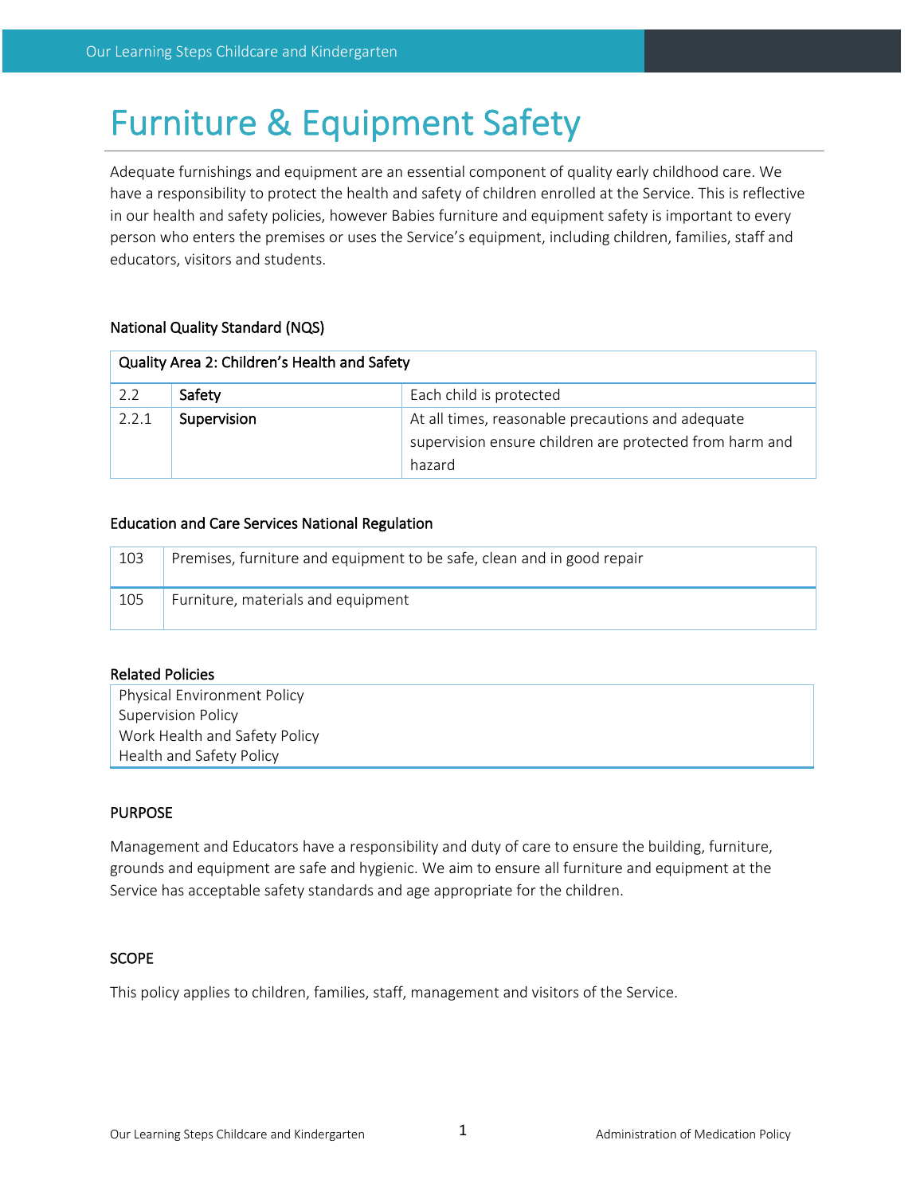# Furniture & Equipment Safety

Adequate furnishings and equipment are an essential component of quality early childhood care. We have a responsibility to protect the health and safety of children enrolled at the Service. This is reflective in our health and safety policies, however Babies furniture and equipment safety is important to every person who enters the premises or uses the Service's equipment, including children, families, staff and educators, visitors and students.

### National Quality Standard (NQS)

| Quality Area 2: Children's Health and Safety | | |
|---|---|---|
| 2.2 | **Safety** | Each child is protected |
| 2.2.1 | **Supervision** | At all times, reasonable precautions and adequate supervision ensure children are protected from harm and hazard |

### Education and Care Services National Regulation

| | |
|---|---|
| 103 | Premises, furniture and equipment to be safe, clean and in good repair |
| 105 | Furniture, materials and equipment |

### Related Policies

Physical Environment Policy
Supervision Policy
Work Health and Safety Policy
Health and Safety Policy

### PURPOSE

Management and Educators have a responsibility and duty of care to ensure the building, furniture, grounds and equipment are safe and hygienic. We aim to ensure all furniture and equipment at the Service has acceptable safety standards and age appropriate for the children.

### SCOPE

This policy applies to children, families, staff, management and visitors of the Service.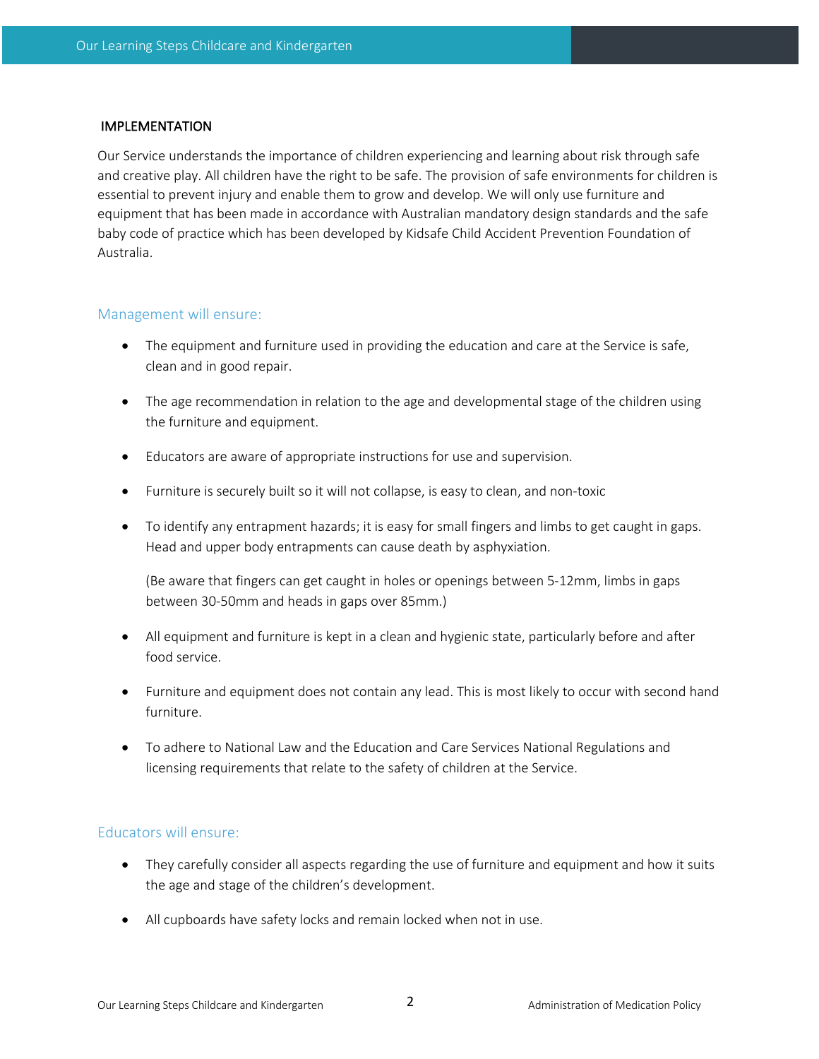## IMPLEMENTATION

Our Service understands the importance of children experiencing and learning about risk through safe and creative play. All children have the right to be safe. The provision of safe environments for children is essential to prevent injury and enable them to grow and develop. We will only use furniture and equipment that has been made in accordance with Australian mandatory design standards and the safe baby code of practice which has been developed by Kidsafe Child Accident Prevention Foundation of Australia.

### Management will ensure:

- The equipment and furniture used in providing the education and care at the Service is safe, clean and in good repair.
- The age recommendation in relation to the age and developmental stage of the children using the furniture and equipment.
- Educators are aware of appropriate instructions for use and supervision.
- Furniture is securely built so it will not collapse, is easy to clean, and non-toxic
- To identify any entrapment hazards; it is easy for small fingers and limbs to get caught in gaps. Head and upper body entrapments can cause death by asphyxiation.

  (Be aware that fingers can get caught in holes or openings between 5-12mm, limbs in gaps between 30-50mm and heads in gaps over 85mm.)
- All equipment and furniture is kept in a clean and hygienic state, particularly before and after food service.
- Furniture and equipment does not contain any lead. This is most likely to occur with second hand furniture.
- To adhere to National Law and the Education and Care Services National Regulations and licensing requirements that relate to the safety of children at the Service.

### Educators will ensure:

- They carefully consider all aspects regarding the use of furniture and equipment and how it suits the age and stage of the children's development.
- All cupboards have safety locks and remain locked when not in use.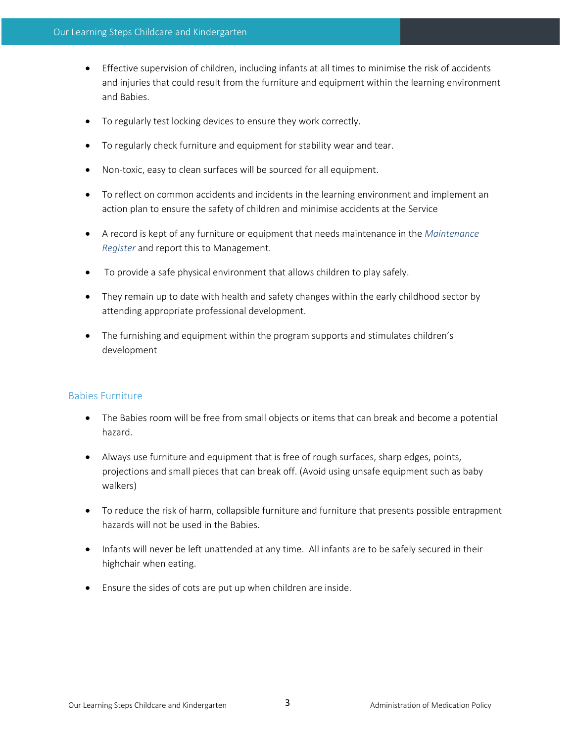- Effective supervision of children, including infants at all times to minimise the risk of accidents and injuries that could result from the furniture and equipment within the learning environment and Babies.
- To regularly test locking devices to ensure they work correctly.
- To regularly check furniture and equipment for stability wear and tear.
- Non-toxic, easy to clean surfaces will be sourced for all equipment.
- To reflect on common accidents and incidents in the learning environment and implement an action plan to ensure the safety of children and minimise accidents at the Service
- A record is kept of any furniture or equipment that needs maintenance in the *Maintenance Register* and report this to Management.
- To provide a safe physical environment that allows children to play safely.
- They remain up to date with health and safety changes within the early childhood sector by attending appropriate professional development.
- The furnishing and equipment within the program supports and stimulates children's development

## Babies Furniture

- The Babies room will be free from small objects or items that can break and become a potential hazard.
- Always use furniture and equipment that is free of rough surfaces, sharp edges, points, projections and small pieces that can break off. (Avoid using unsafe equipment such as baby walkers)
- To reduce the risk of harm, collapsible furniture and furniture that presents possible entrapment hazards will not be used in the Babies.
- Infants will never be left unattended at any time. All infants are to be safely secured in their highchair when eating.
- Ensure the sides of cots are put up when children are inside.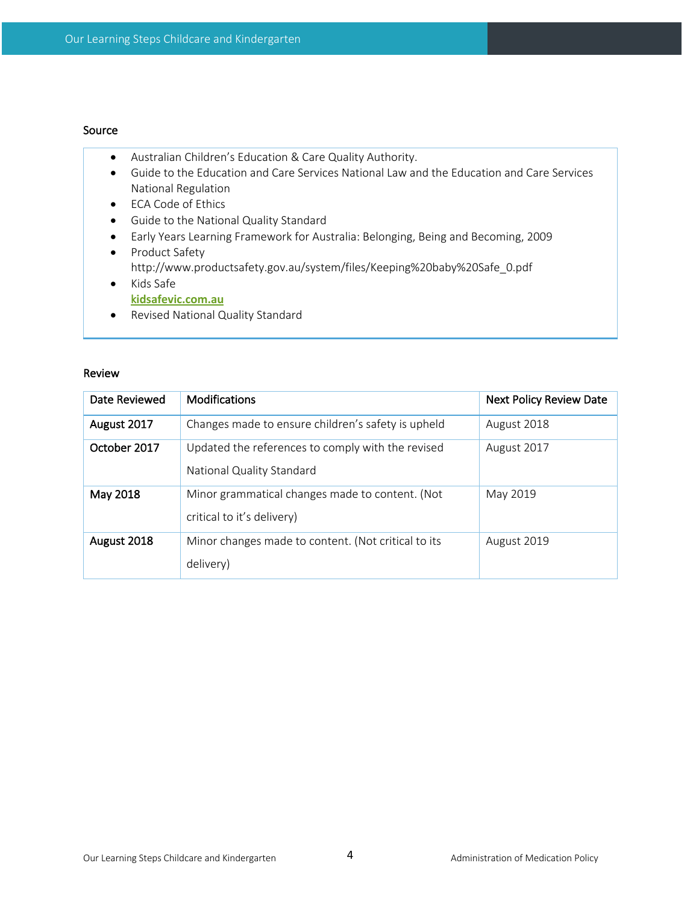## Source

- Australian Children's Education & Care Quality Authority.
- Guide to the Education and Care Services National Law and the Education and Care Services National Regulation
- ECA Code of Ethics
- Guide to the National Quality Standard
- Early Years Learning Framework for Australia: Belonging, Being and Becoming, 2009
- Product Safety http://www.productsafety.gov.au/system/files/Keeping%20baby%20Safe_0.pdf
- Kids Safe **kidsafevic.com.au**
- Revised National Quality Standard

## Review

| Date Reviewed | Modifications | Next Policy Review Date |
|---|---|---|
| **August 2017** | Changes made to ensure children's safety is upheld | August 2018 |
| **October 2017** | Updated the references to comply with the revised National Quality Standard | August 2017 |
| **May 2018** | Minor grammatical changes made to content. (Not critical to it's delivery) | May 2019 |
| **August 2018** | Minor changes made to content. (Not critical to its delivery) | August 2019 |